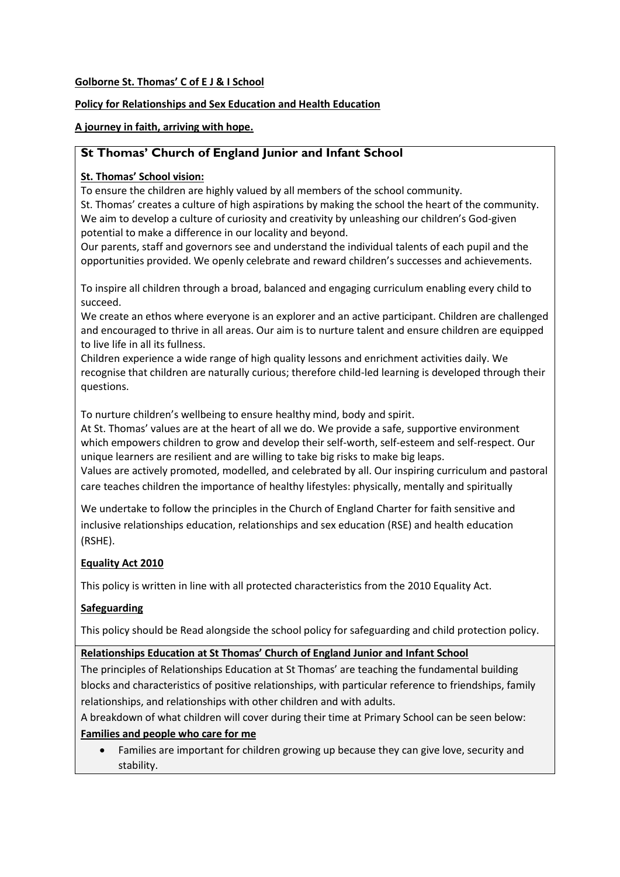**Golborne St. Thomas' C of E J & I School**

**Policy for Relationships and Sex Education and Health Education**

**A journey in faith, arriving with hope.**

## St Thomas' Church of England Junior and Infant School

**St. Thomas' School vision:**

To ensure the children are highly valued by all members of the school community.
St. Thomas' creates a culture of high aspirations by making the school the heart of the community. We aim to develop a culture of curiosity and creativity by unleashing our children's God-given potential to make a difference in our locality and beyond.
Our parents, staff and governors see and understand the individual talents of each pupil and the opportunities provided. We openly celebrate and reward children's successes and achievements.

To inspire all children through a broad, balanced and engaging curriculum enabling every child to succeed.
We create an ethos where everyone is an explorer and an active participant. Children are challenged and encouraged to thrive in all areas. Our aim is to nurture talent and ensure children are equipped to live life in all its fullness.
Children experience a wide range of high quality lessons and enrichment activities daily. We recognise that children are naturally curious; therefore child-led learning is developed through their questions.

To nurture children's wellbeing to ensure healthy mind, body and spirit.
At St. Thomas' values are at the heart of all we do. We provide a safe, supportive environment which empowers children to grow and develop their self-worth, self-esteem and self-respect. Our unique learners are resilient and are willing to take big risks to make big leaps.
Values are actively promoted, modelled, and celebrated by all. Our inspiring curriculum and pastoral care teaches children the importance of healthy lifestyles: physically, mentally and spiritually

We undertake to follow the principles in the Church of England Charter for faith sensitive and inclusive relationships education, relationships and sex education (RSE) and health education (RSHE).

**Equality Act 2010**

This policy is written in line with all protected characteristics from the 2010 Equality Act.

**Safeguarding**

This policy should be Read alongside the school policy for safeguarding and child protection policy.

**Relationships Education at St Thomas' Church of England Junior and Infant School**

The principles of Relationships Education at St Thomas' are teaching the fundamental building blocks and characteristics of positive relationships, with particular reference to friendships, family relationships, and relationships with other children and with adults.
A breakdown of what children will cover during their time at Primary School can be seen below:

**Families and people who care for me**

- Families are important for children growing up because they can give love, security and stability.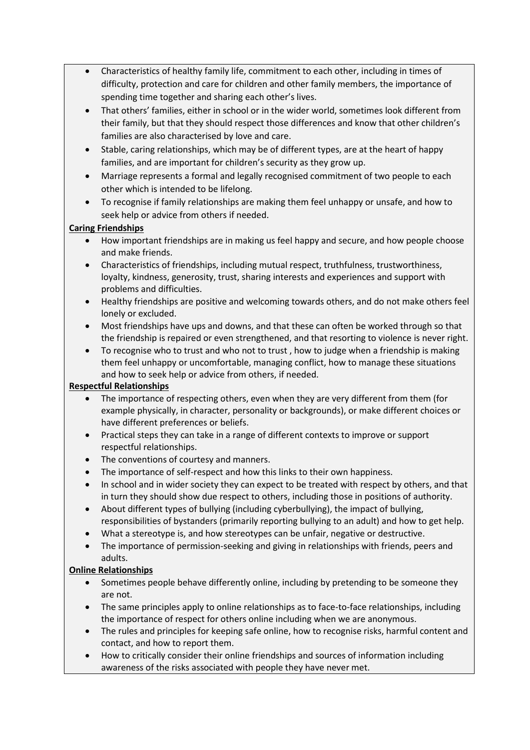- Characteristics of healthy family life, commitment to each other, including in times of difficulty, protection and care for children and other family members, the importance of spending time together and sharing each other's lives.
- That others' families, either in school or in the wider world, sometimes look different from their family, but that they should respect those differences and know that other children's families are also characterised by love and care.
- Stable, caring relationships, which may be of different types, are at the heart of happy families, and are important for children's security as they grow up.
- Marriage represents a formal and legally recognised commitment of two people to each other which is intended to be lifelong.
- To recognise if family relationships are making them feel unhappy or unsafe, and how to seek help or advice from others if needed.

**Caring Friendships**

- How important friendships are in making us feel happy and secure, and how people choose and make friends.
- Characteristics of friendships, including mutual respect, truthfulness, trustworthiness, loyalty, kindness, generosity, trust, sharing interests and experiences and support with problems and difficulties.
- Healthy friendships are positive and welcoming towards others, and do not make others feel lonely or excluded.
- Most friendships have ups and downs, and that these can often be worked through so that the friendship is repaired or even strengthened, and that resorting to violence is never right.
- To recognise who to trust and who not to trust , how to judge when a friendship is making them feel unhappy or uncomfortable, managing conflict, how to manage these situations and how to seek help or advice from others, if needed.

**Respectful Relationships**

- The importance of respecting others, even when they are very different from them (for example physically, in character, personality or backgrounds), or make different choices or have different preferences or beliefs.
- Practical steps they can take in a range of different contexts to improve or support respectful relationships.
- The conventions of courtesy and manners.
- The importance of self-respect and how this links to their own happiness.
- In school and in wider society they can expect to be treated with respect by others, and that in turn they should show due respect to others, including those in positions of authority.
- About different types of bullying (including cyberbullying), the impact of bullying, responsibilities of bystanders (primarily reporting bullying to an adult) and how to get help.
- What a stereotype is, and how stereotypes can be unfair, negative or destructive.
- The importance of permission-seeking and giving in relationships with friends, peers and adults.

**Online Relationships**

- Sometimes people behave differently online, including by pretending to be someone they are not.
- The same principles apply to online relationships as to face-to-face relationships, including the importance of respect for others online including when we are anonymous.
- The rules and principles for keeping safe online, how to recognise risks, harmful content and contact, and how to report them.
- How to critically consider their online friendships and sources of information including awareness of the risks associated with people they have never met.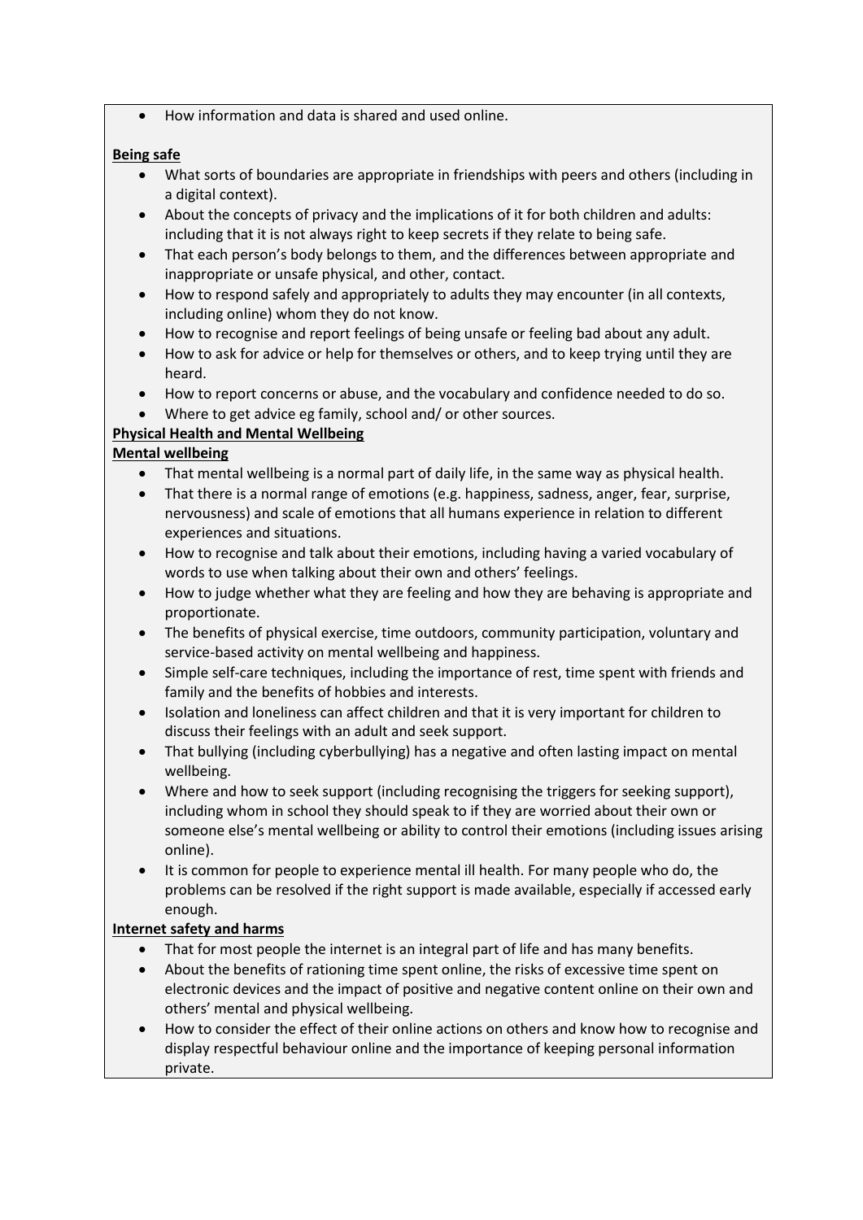- How information and data is shared and used online.

**Being safe**

- What sorts of boundaries are appropriate in friendships with peers and others (including in a digital context).
- About the concepts of privacy and the implications of it for both children and adults: including that it is not always right to keep secrets if they relate to being safe.
- That each person's body belongs to them, and the differences between appropriate and inappropriate or unsafe physical, and other, contact.
- How to respond safely and appropriately to adults they may encounter (in all contexts, including online) whom they do not know.
- How to recognise and report feelings of being unsafe or feeling bad about any adult.
- How to ask for advice or help for themselves or others, and to keep trying until they are heard.
- How to report concerns or abuse, and the vocabulary and confidence needed to do so.
- Where to get advice eg family, school and/ or other sources.

**Physical Health and Mental Wellbeing**

**Mental wellbeing**

- That mental wellbeing is a normal part of daily life, in the same way as physical health.
- That there is a normal range of emotions (e.g. happiness, sadness, anger, fear, surprise, nervousness) and scale of emotions that all humans experience in relation to different experiences and situations.
- How to recognise and talk about their emotions, including having a varied vocabulary of words to use when talking about their own and others' feelings.
- How to judge whether what they are feeling and how they are behaving is appropriate and proportionate.
- The benefits of physical exercise, time outdoors, community participation, voluntary and service-based activity on mental wellbeing and happiness.
- Simple self-care techniques, including the importance of rest, time spent with friends and family and the benefits of hobbies and interests.
- Isolation and loneliness can affect children and that it is very important for children to discuss their feelings with an adult and seek support.
- That bullying (including cyberbullying) has a negative and often lasting impact on mental wellbeing.
- Where and how to seek support (including recognising the triggers for seeking support), including whom in school they should speak to if they are worried about their own or someone else's mental wellbeing or ability to control their emotions (including issues arising online).
- It is common for people to experience mental ill health. For many people who do, the problems can be resolved if the right support is made available, especially if accessed early enough.

**Internet safety and harms**

- That for most people the internet is an integral part of life and has many benefits.
- About the benefits of rationing time spent online, the risks of excessive time spent on electronic devices and the impact of positive and negative content online on their own and others' mental and physical wellbeing.
- How to consider the effect of their online actions on others and know how to recognise and display respectful behaviour online and the importance of keeping personal information private.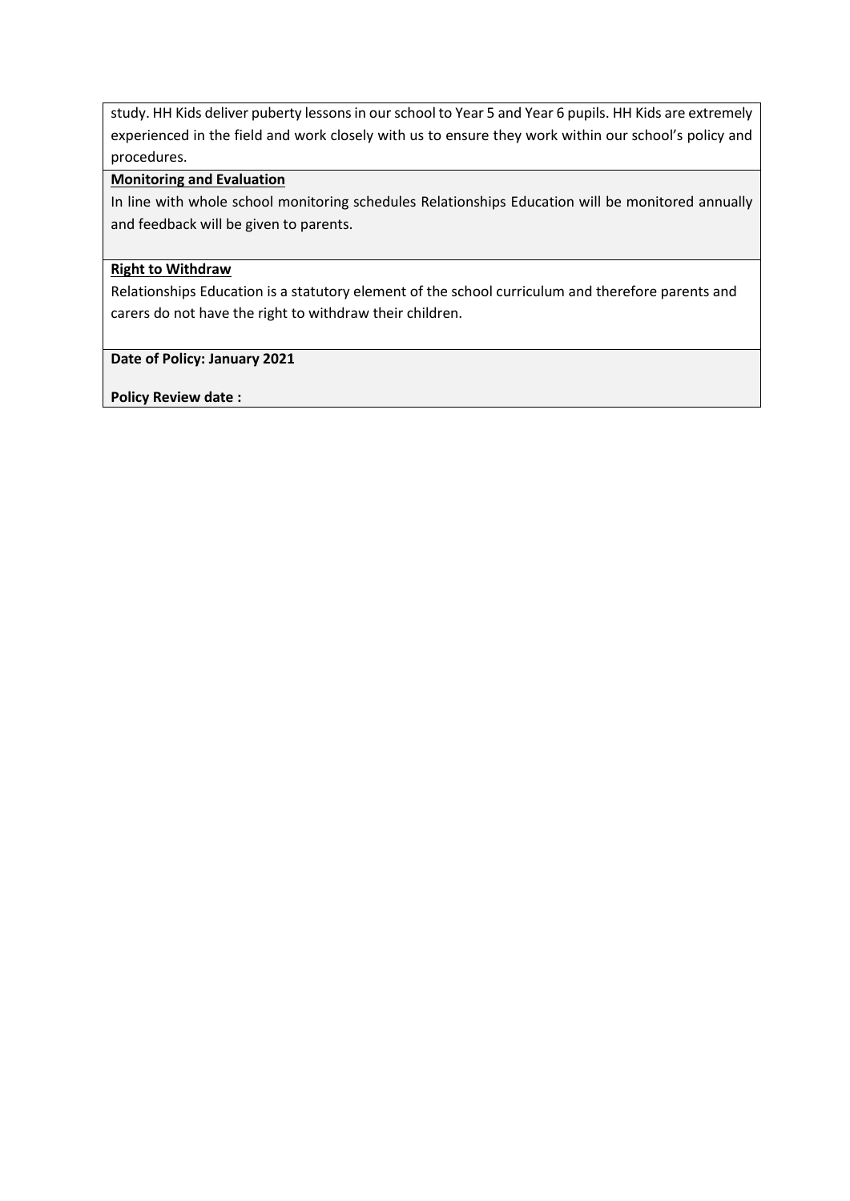study. HH Kids deliver puberty lessons in our school to Year 5 and Year 6 pupils. HH Kids are extremely experienced in the field and work closely with us to ensure they work within our school's policy and procedures.

**Monitoring and Evaluation**

In line with whole school monitoring schedules Relationships Education will be monitored annually and feedback will be given to parents.

**Right to Withdraw**

Relationships Education is a statutory element of the school curriculum and therefore parents and carers do not have the right to withdraw their children.

**Date of Policy: January 2021**

**Policy Review date :**